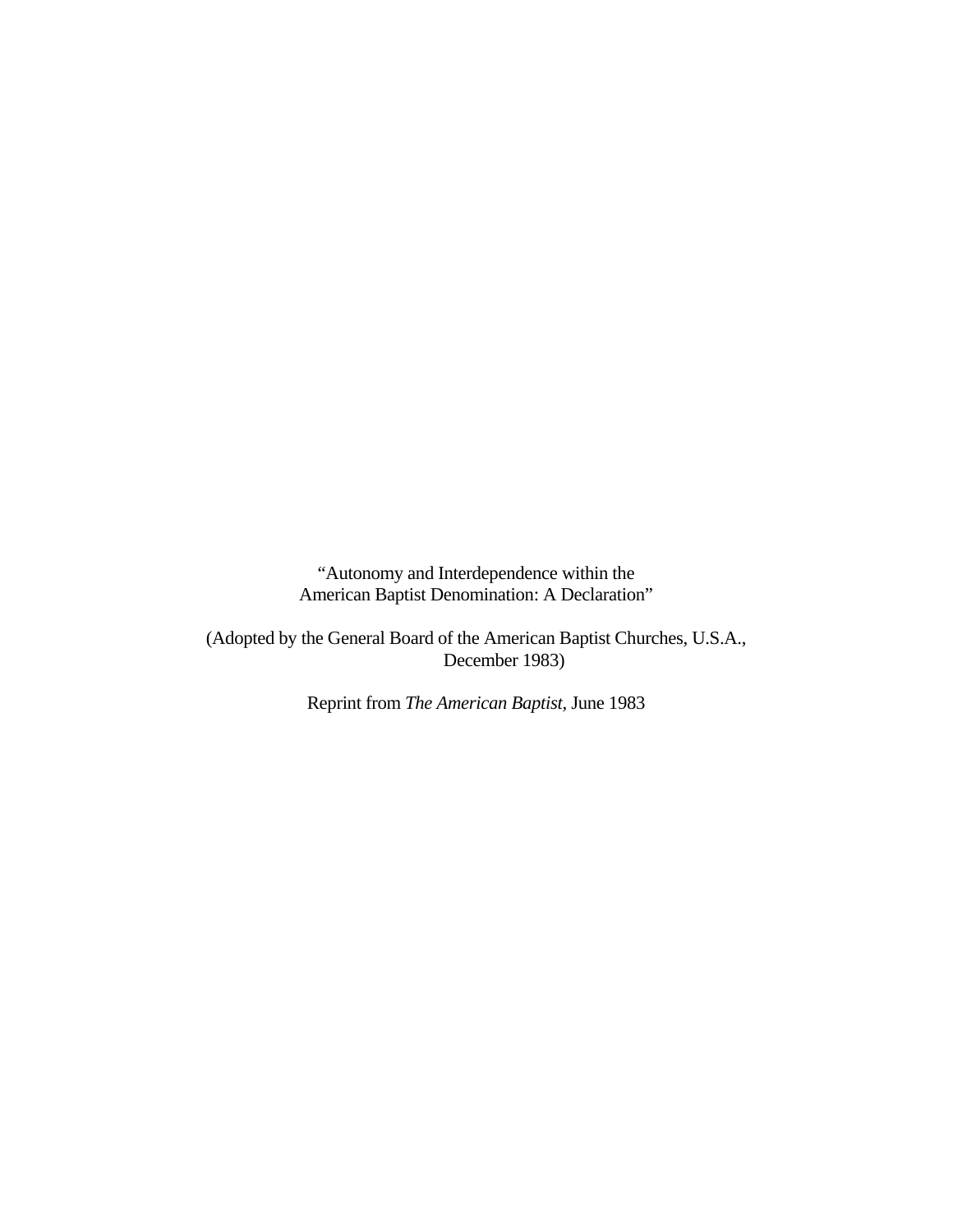“Autonomy and Interdependence within the American Baptist Denomination: A Declaration”

(Adopted by the General Board of the American Baptist Churches, U.S.A., December 1983)

Reprint from *The American Baptist*, June 1983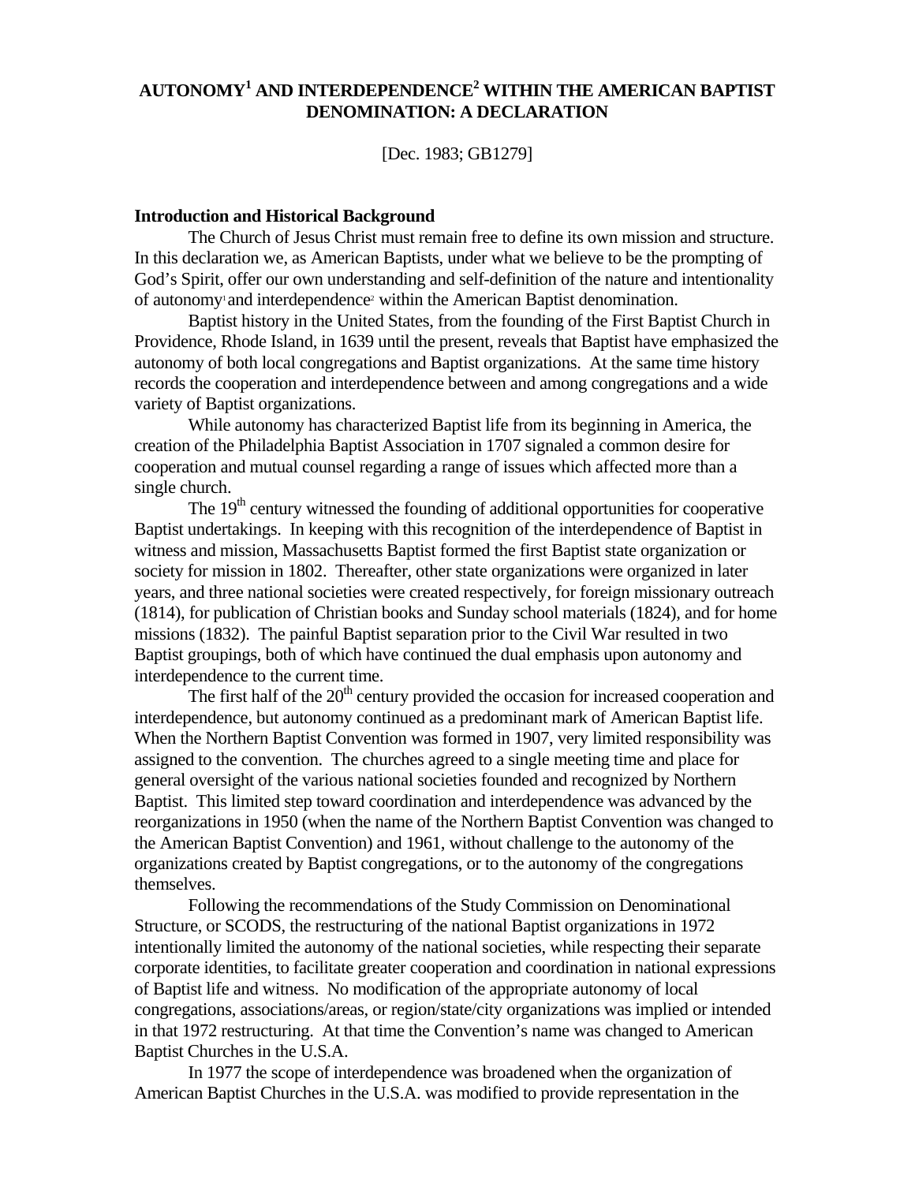# AUTONOMY[1] AND INTERDEPENDENCE[2] WITHIN THE AMERICAN BAPTIST DENOMINATION: A DECLARATION

[Dec. 1983; GB1279]

**Introduction and Historical Background**

The Church of Jesus Christ must remain free to define its own mission and structure. In this declaration we, as American Baptists, under what we believe to be the prompting of God's Spirit, offer our own understanding and self-definition of the nature and intentionality of autonomy[1] and interdependence[2] within the American Baptist denomination.

Baptist history in the United States, from the founding of the First Baptist Church in Providence, Rhode Island, in 1639 until the present, reveals that Baptist have emphasized the autonomy of both local congregations and Baptist organizations. At the same time history records the cooperation and interdependence between and among congregations and a wide variety of Baptist organizations.

While autonomy has characterized Baptist life from its beginning in America, the creation of the Philadelphia Baptist Association in 1707 signaled a common desire for cooperation and mutual counsel regarding a range of issues which affected more than a single church.

The 19th century witnessed the founding of additional opportunities for cooperative Baptist undertakings. In keeping with this recognition of the interdependence of Baptist in witness and mission, Massachusetts Baptist formed the first Baptist state organization or society for mission in 1802. Thereafter, other state organizations were organized in later years, and three national societies were created respectively, for foreign missionary outreach (1814), for publication of Christian books and Sunday school materials (1824), and for home missions (1832). The painful Baptist separation prior to the Civil War resulted in two Baptist groupings, both of which have continued the dual emphasis upon autonomy and interdependence to the current time.

The first half of the 20th century provided the occasion for increased cooperation and interdependence, but autonomy continued as a predominant mark of American Baptist life. When the Northern Baptist Convention was formed in 1907, very limited responsibility was assigned to the convention. The churches agreed to a single meeting time and place for general oversight of the various national societies founded and recognized by Northern Baptist. This limited step toward coordination and interdependence was advanced by the reorganizations in 1950 (when the name of the Northern Baptist Convention was changed to the American Baptist Convention) and 1961, without challenge to the autonomy of the organizations created by Baptist congregations, or to the autonomy of the congregations themselves.

Following the recommendations of the Study Commission on Denominational Structure, or SCODS, the restructuring of the national Baptist organizations in 1972 intentionally limited the autonomy of the national societies, while respecting their separate corporate identities, to facilitate greater cooperation and coordination in national expressions of Baptist life and witness. No modification of the appropriate autonomy of local congregations, associations/areas, or region/state/city organizations was implied or intended in that 1972 restructuring. At that time the Convention's name was changed to American Baptist Churches in the U.S.A.

In 1977 the scope of interdependence was broadened when the organization of American Baptist Churches in the U.S.A. was modified to provide representation in the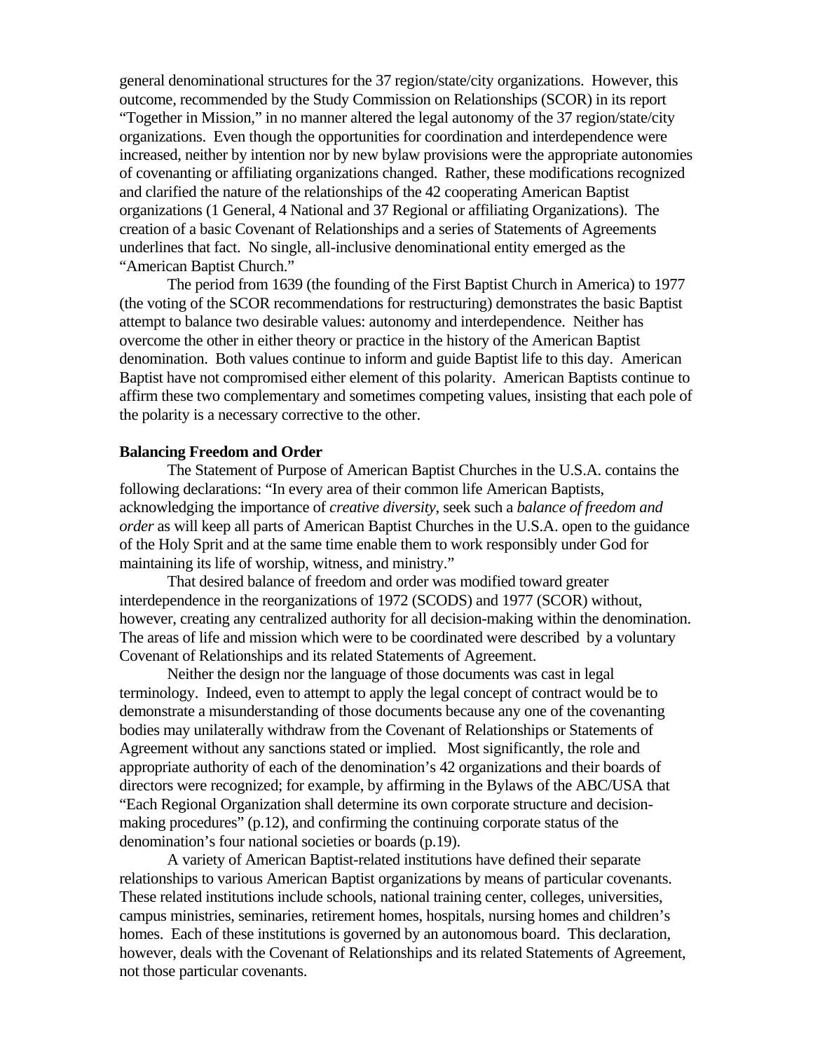general denominational structures for the 37 region/state/city organizations. However, this outcome, recommended by the Study Commission on Relationships (SCOR) in its report "Together in Mission," in no manner altered the legal autonomy of the 37 region/state/city organizations. Even though the opportunities for coordination and interdependence were increased, neither by intention nor by new bylaw provisions were the appropriate autonomies of covenanting or affiliating organizations changed. Rather, these modifications recognized and clarified the nature of the relationships of the 42 cooperating American Baptist organizations (1 General, 4 National and 37 Regional or affiliating Organizations). The creation of a basic Covenant of Relationships and a series of Statements of Agreements underlines that fact. No single, all-inclusive denominational entity emerged as the "American Baptist Church."

The period from 1639 (the founding of the First Baptist Church in America) to 1977 (the voting of the SCOR recommendations for restructuring) demonstrates the basic Baptist attempt to balance two desirable values: autonomy and interdependence. Neither has overcome the other in either theory or practice in the history of the American Baptist denomination. Both values continue to inform and guide Baptist life to this day. American Baptist have not compromised either element of this polarity. American Baptists continue to affirm these two complementary and sometimes competing values, insisting that each pole of the polarity is a necessary corrective to the other.

**Balancing Freedom and Order**

The Statement of Purpose of American Baptist Churches in the U.S.A. contains the following declarations: "In every area of their common life American Baptists, acknowledging the importance of *creative diversity*, seek such a *balance of freedom and order* as will keep all parts of American Baptist Churches in the U.S.A. open to the guidance of the Holy Sprit and at the same time enable them to work responsibly under God for maintaining its life of worship, witness, and ministry."

That desired balance of freedom and order was modified toward greater interdependence in the reorganizations of 1972 (SCODS) and 1977 (SCOR) without, however, creating any centralized authority for all decision-making within the denomination. The areas of life and mission which were to be coordinated were described by a voluntary Covenant of Relationships and its related Statements of Agreement.

Neither the design nor the language of those documents was cast in legal terminology. Indeed, even to attempt to apply the legal concept of contract would be to demonstrate a misunderstanding of those documents because any one of the covenanting bodies may unilaterally withdraw from the Covenant of Relationships or Statements of Agreement without any sanctions stated or implied. Most significantly, the role and appropriate authority of each of the denomination's 42 organizations and their boards of directors were recognized; for example, by affirming in the Bylaws of the ABC/USA that "Each Regional Organization shall determine its own corporate structure and decision-making procedures" (p.12), and confirming the continuing corporate status of the denomination's four national societies or boards (p.19).

A variety of American Baptist-related institutions have defined their separate relationships to various American Baptist organizations by means of particular covenants. These related institutions include schools, national training center, colleges, universities, campus ministries, seminaries, retirement homes, hospitals, nursing homes and children's homes. Each of these institutions is governed by an autonomous board. This declaration, however, deals with the Covenant of Relationships and its related Statements of Agreement, not those particular covenants.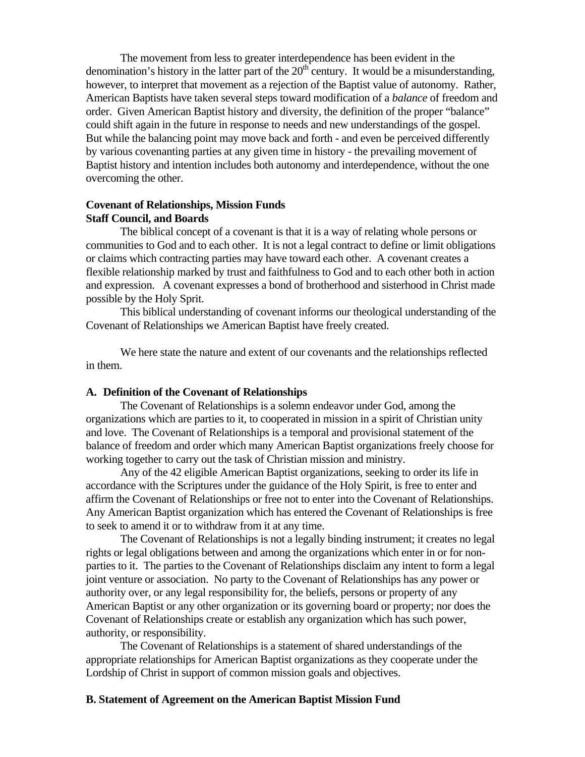The movement from less to greater interdependence has been evident in the denomination's history in the latter part of the 20th century. It would be a misunderstanding, however, to interpret that movement as a rejection of the Baptist value of autonomy. Rather, American Baptists have taken several steps toward modification of a *balance* of freedom and order. Given American Baptist history and diversity, the definition of the proper "balance" could shift again in the future in response to needs and new understandings of the gospel. But while the balancing point may move back and forth - and even be perceived differently by various covenanting parties at any given time in history - the prevailing movement of Baptist history and intention includes both autonomy and interdependence, without the one overcoming the other.

**Covenant of Relationships, Mission Funds**
**Staff Council, and Boards**

The biblical concept of a covenant is that it is a way of relating whole persons or communities to God and to each other. It is not a legal contract to define or limit obligations or claims which contracting parties may have toward each other. A covenant creates a flexible relationship marked by trust and faithfulness to God and to each other both in action and expression. A covenant expresses a bond of brotherhood and sisterhood in Christ made possible by the Holy Sprit.

This biblical understanding of covenant informs our theological understanding of the Covenant of Relationships we American Baptist have freely created.

We here state the nature and extent of our covenants and the relationships reflected in them.

**A. Definition of the Covenant of Relationships**

The Covenant of Relationships is a solemn endeavor under God, among the organizations which are parties to it, to cooperated in mission in a spirit of Christian unity and love. The Covenant of Relationships is a temporal and provisional statement of the balance of freedom and order which many American Baptist organizations freely choose for working together to carry out the task of Christian mission and ministry.

Any of the 42 eligible American Baptist organizations, seeking to order its life in accordance with the Scriptures under the guidance of the Holy Spirit, is free to enter and affirm the Covenant of Relationships or free not to enter into the Covenant of Relationships. Any American Baptist organization which has entered the Covenant of Relationships is free to seek to amend it or to withdraw from it at any time.

The Covenant of Relationships is not a legally binding instrument; it creates no legal rights or legal obligations between and among the organizations which enter in or for non-parties to it. The parties to the Covenant of Relationships disclaim any intent to form a legal joint venture or association. No party to the Covenant of Relationships has any power or authority over, or any legal responsibility for, the beliefs, persons or property of any American Baptist or any other organization or its governing board or property; nor does the Covenant of Relationships create or establish any organization which has such power, authority, or responsibility.

The Covenant of Relationships is a statement of shared understandings of the appropriate relationships for American Baptist organizations as they cooperate under the Lordship of Christ in support of common mission goals and objectives.

**B. Statement of Agreement on the American Baptist Mission Fund**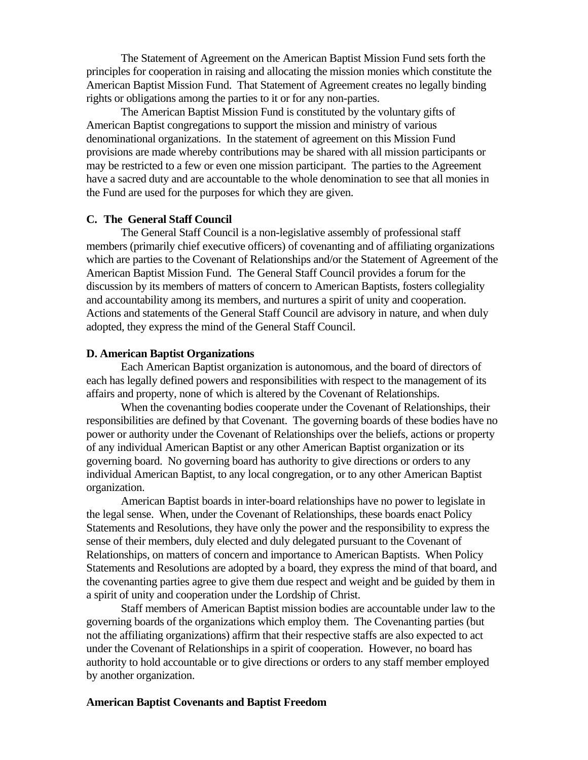The Statement of Agreement on the American Baptist Mission Fund sets forth the principles for cooperation in raising and allocating the mission monies which constitute the American Baptist Mission Fund. That Statement of Agreement creates no legally binding rights or obligations among the parties to it or for any non-parties.

The American Baptist Mission Fund is constituted by the voluntary gifts of American Baptist congregations to support the mission and ministry of various denominational organizations. In the statement of agreement on this Mission Fund provisions are made whereby contributions may be shared with all mission participants or may be restricted to a few or even one mission participant. The parties to the Agreement have a sacred duty and are accountable to the whole denomination to see that all monies in the Fund are used for the purposes for which they are given.

**C. The General Staff Council**

The General Staff Council is a non-legislative assembly of professional staff members (primarily chief executive officers) of covenanting and of affiliating organizations which are parties to the Covenant of Relationships and/or the Statement of Agreement of the American Baptist Mission Fund. The General Staff Council provides a forum for the discussion by its members of matters of concern to American Baptists, fosters collegiality and accountability among its members, and nurtures a spirit of unity and cooperation. Actions and statements of the General Staff Council are advisory in nature, and when duly adopted, they express the mind of the General Staff Council.

**D. American Baptist Organizations**

Each American Baptist organization is autonomous, and the board of directors of each has legally defined powers and responsibilities with respect to the management of its affairs and property, none of which is altered by the Covenant of Relationships.

When the covenanting bodies cooperate under the Covenant of Relationships, their responsibilities are defined by that Covenant. The governing boards of these bodies have no power or authority under the Covenant of Relationships over the beliefs, actions or property of any individual American Baptist or any other American Baptist organization or its governing board. No governing board has authority to give directions or orders to any individual American Baptist, to any local congregation, or to any other American Baptist organization.

American Baptist boards in inter-board relationships have no power to legislate in the legal sense. When, under the Covenant of Relationships, these boards enact Policy Statements and Resolutions, they have only the power and the responsibility to express the sense of their members, duly elected and duly delegated pursuant to the Covenant of Relationships, on matters of concern and importance to American Baptists. When Policy Statements and Resolutions are adopted by a board, they express the mind of that board, and the covenanting parties agree to give them due respect and weight and be guided by them in a spirit of unity and cooperation under the Lordship of Christ.

Staff members of American Baptist mission bodies are accountable under law to the governing boards of the organizations which employ them. The Covenanting parties (but not the affiliating organizations) affirm that their respective staffs are also expected to act under the Covenant of Relationships in a spirit of cooperation. However, no board has authority to hold accountable or to give directions or orders to any staff member employed by another organization.

**American Baptist Covenants and Baptist Freedom**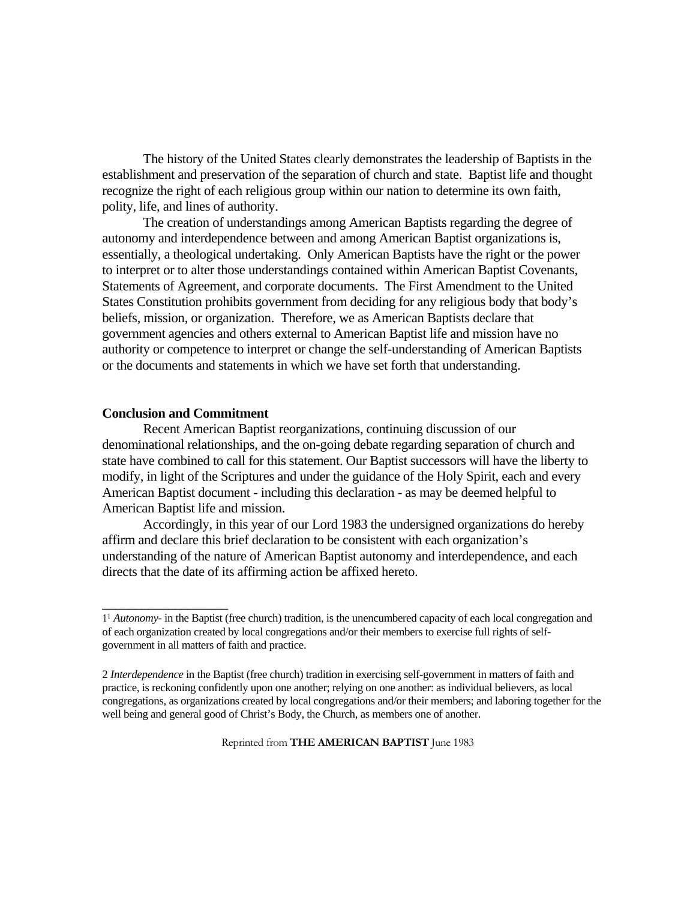The history of the United States clearly demonstrates the leadership of Baptists in the establishment and preservation of the separation of church and state. Baptist life and thought recognize the right of each religious group within our nation to determine its own faith, polity, life, and lines of authority.

The creation of understandings among American Baptists regarding the degree of autonomy and interdependence between and among American Baptist organizations is, essentially, a theological undertaking. Only American Baptists have the right or the power to interpret or to alter those understandings contained within American Baptist Covenants, Statements of Agreement, and corporate documents. The First Amendment to the United States Constitution prohibits government from deciding for any religious body that body's beliefs, mission, or organization. Therefore, we as American Baptists declare that government agencies and others external to American Baptist life and mission have no authority or competence to interpret or change the self-understanding of American Baptists or the documents and statements in which we have set forth that understanding.

**Conclusion and Commitment**

Recent American Baptist reorganizations, continuing discussion of our denominational relationships, and the on-going debate regarding separation of church and state have combined to call for this statement. Our Baptist successors will have the liberty to modify, in light of the Scriptures and under the guidance of the Holy Spirit, each and every American Baptist document - including this declaration - as may be deemed helpful to American Baptist life and mission.

Accordingly, in this year of our Lord 1983 the undersigned organizations do hereby affirm and declare this brief declaration to be consistent with each organization's understanding of the nature of American Baptist autonomy and interdependence, and each directs that the date of its affirming action be affixed hereto.

---

1[1] *Autonomy*- in the Baptist (free church) tradition, is the unencumbered capacity of each local congregation and of each organization created by local congregations and/or their members to exercise full rights of self-government in all matters of faith and practice.

2 *Interdependence* in the Baptist (free church) tradition in exercising self-government in matters of faith and practice, is reckoning confidently upon one another; relying on one another: as individual believers, as local congregations, as organizations created by local congregations and/or their members; and laboring together for the well being and general good of Christ's Body, the Church, as members one of another.

Reprinted from **THE AMERICAN BAPTIST** June 1983